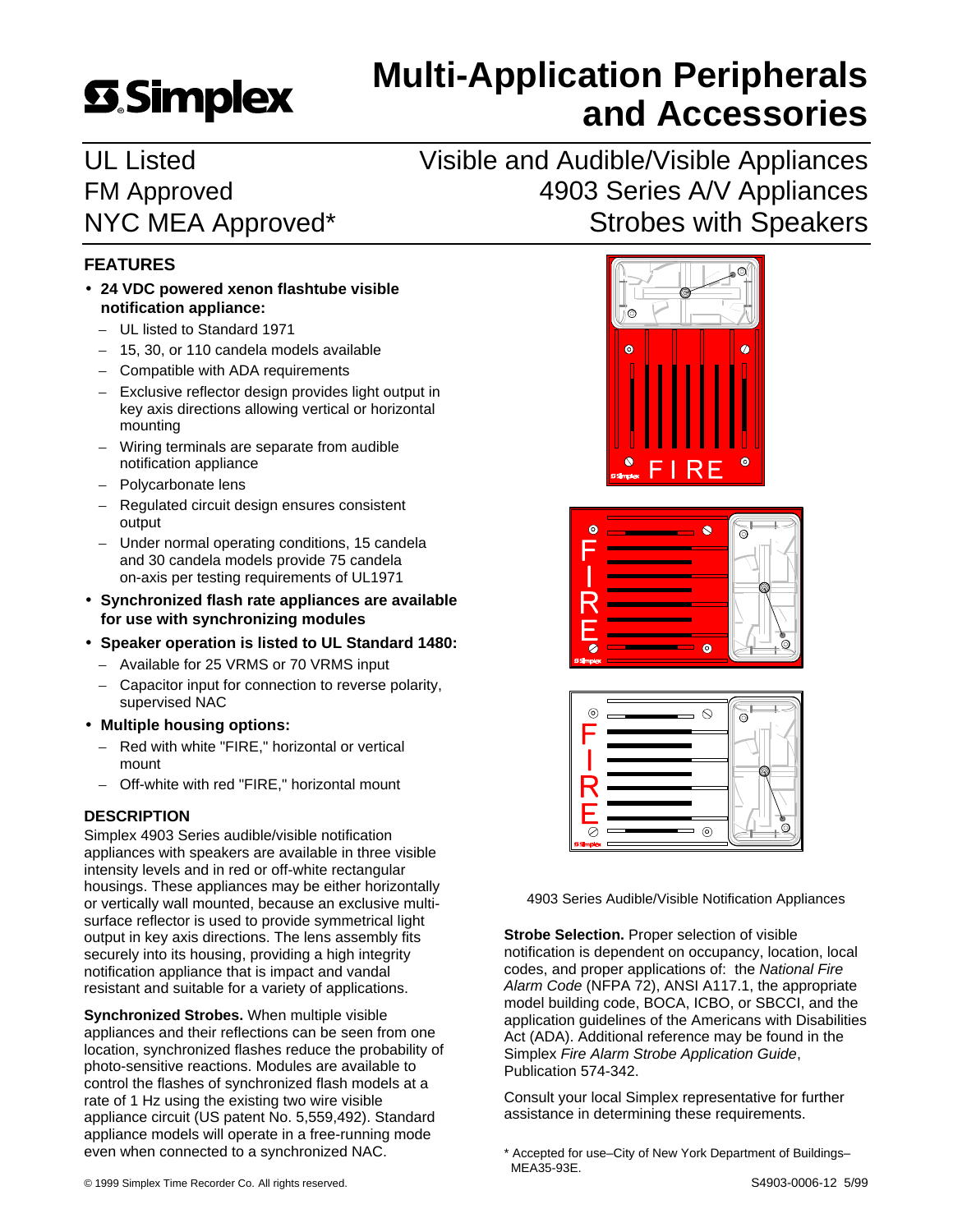**Simplex**

# Multi-Application Peripherals and Accessories

UL Listed
FM Approved
NYC MEA Approved*

Visible and Audible/Visible Appliances
4903 Series A/V Appliances
Strobes with Speakers

## FEATURES

- **24 VDC powered xenon flashtube visible notification appliance:**
  - UL listed to Standard 1971
  - 15, 30, or 110 candela models available
  - Compatible with ADA requirements
  - Exclusive reflector design provides light output in key axis directions allowing vertical or horizontal mounting
  - Wiring terminals are separate from audible notification appliance
  - Polycarbonate lens
  - Regulated circuit design ensures consistent output
  - Under normal operating conditions, 15 candela and 30 candela models provide 75 candela on-axis per testing requirements of UL1971
- **Synchronized flash rate appliances are available for use with synchronizing modules**
- **Speaker operation is listed to UL Standard 1480:**
  - Available for 25 VRMS or 70 VRMS input
  - Capacitor input for connection to reverse polarity, supervised NAC
- **Multiple housing options:**
  - Red with white "FIRE," horizontal or vertical mount
  - Off-white with red "FIRE," horizontal mount

## DESCRIPTION

Simplex 4903 Series audible/visible notification appliances with speakers are available in three visible intensity levels and in red or off-white rectangular housings. These appliances may be either horizontally or vertically wall mounted, because an exclusive multi-surface reflector is used to provide symmetrical light output in key axis directions. The lens assembly fits securely into its housing, providing a high integrity notification appliance that is impact and vandal resistant and suitable for a variety of applications.

**Synchronized Strobes.** When multiple visible appliances and their reflections can be seen from one location, synchronized flashes reduce the probability of photo-sensitive reactions. Modules are available to control the flashes of synchronized flash models at a rate of 1 Hz using the existing two wire visible appliance circuit (US patent No. 5,559,492). Standard appliance models will operate in a free-running mode even when connected to a synchronized NAC.

4903 Series Audible/Visible Notification Appliances

**Strobe Selection.** Proper selection of visible notification is dependent on occupancy, location, local codes, and proper applications of: the *National Fire Alarm Code* (NFPA 72), ANSI A117.1, the appropriate model building code, BOCA, ICBO, or SBCCI, and the application guidelines of the Americans with Disabilities Act (ADA). Additional reference may be found in the Simplex *Fire Alarm Strobe Application Guide*, Publication 574-342.

Consult your local Simplex representative for further assistance in determining these requirements.

\* Accepted for use–City of New York Department of Buildings–MEA35-93E.

© 1999 Simplex Time Recorder Co. All rights reserved.

S4903-0006-12 5/99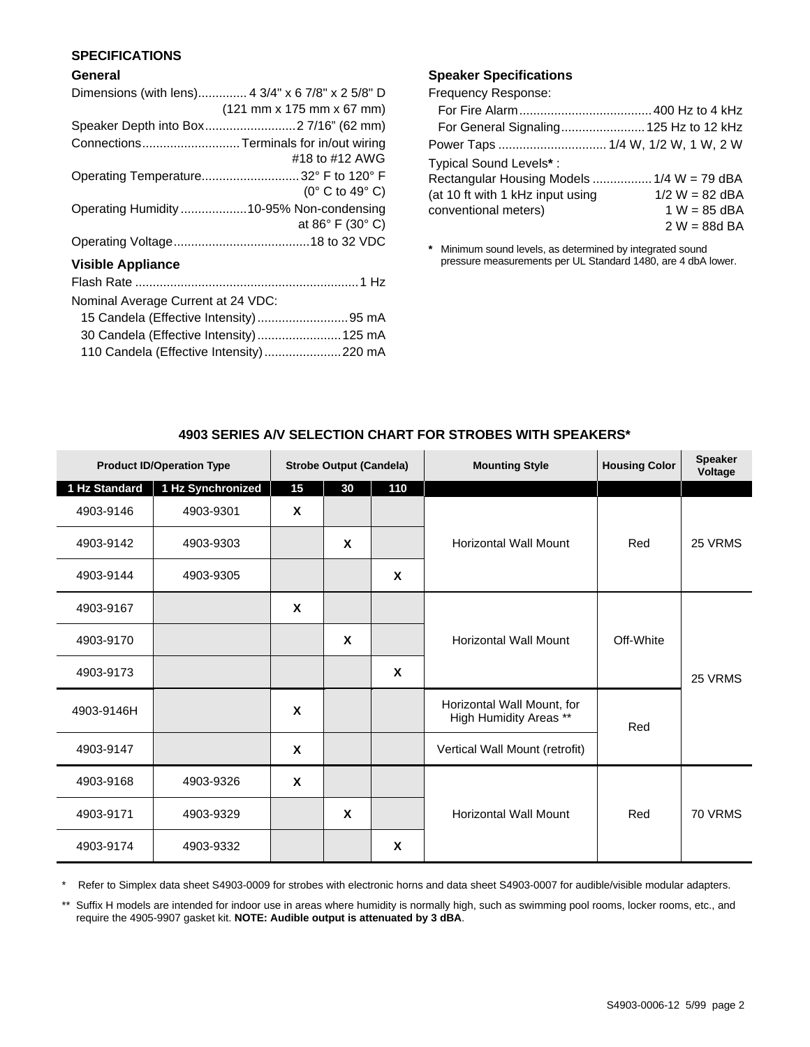## SPECIFICATIONS

### General

Dimensions (with lens) .............. 4 3/4" x 6 7/8" x 2 5/8" D (121 mm x 175 mm x 67 mm)

Speaker Depth into Box .......................... 2 7/16" (62 mm)

Connections ............................ Terminals for in/out wiring #18 to #12 AWG

Operating Temperature ............................ 32° F to 120° F (0° C to 49° C)

Operating Humidity ................... 10-95% Non-condensing at 86° F (30° C)

Operating Voltage ....................................... 18 to 32 VDC

### Visible Appliance

Flash Rate ............................................................... 1 Hz

Nominal Average Current at 24 VDC:

- 15 Candela (Effective Intensity) .......................... 95 mA
- 30 Candela (Effective Intensity) ........................ 125 mA
- 110 Candela (Effective Intensity) ...................... 220 mA

### Speaker Specifications

Frequency Response:

- For Fire Alarm ...................................... 400 Hz to 4 kHz
- For General Signaling ........................ 125 Hz to 12 kHz

Power Taps ............................... 1/4 W, 1/2 W, 1 W, 2 W

Typical Sound Levels* :

Rectangular Housing Models ................. 1/4 W = 79 dBA
(at 10 ft with 1 kHz input using conventional meters) 1/2 W = 82 dBA
1 W = 85 dBA
2 W = 88d BA

* Minimum sound levels, as determined by integrated sound pressure measurements per UL Standard 1480, are 4 dbA lower.

### 4903 SERIES A/V SELECTION CHART FOR STROBES WITH SPEAKERS*

| Product ID/Operation Type | | Strobe Output (Candela) | | | Mounting Style | Housing Color | Speaker Voltage |
|---|---|---|---|---|---|---|---|
| 1 Hz Standard | 1 Hz Synchronized | 15 | 30 | 110 | | | |
| 4903-9146 | 4903-9301 | X | | | Horizontal Wall Mount | Red | 25 VRMS |
| 4903-9142 | 4903-9303 | | X | | Horizontal Wall Mount | Red | 25 VRMS |
| 4903-9144 | 4903-9305 | | | X | Horizontal Wall Mount | Red | 25 VRMS |
| 4903-9167 | | X | | | Horizontal Wall Mount | Off-White | 25 VRMS |
| 4903-9170 | | | X | | Horizontal Wall Mount | Off-White | 25 VRMS |
| 4903-9173 | | | | X | Horizontal Wall Mount | Off-White | 25 VRMS |
| 4903-9146H | | X | | | Horizontal Wall Mount, for High Humidity Areas ** | Red | 25 VRMS |
| 4903-9147 | | X | | | Vertical Wall Mount (retrofit) | Red | 25 VRMS |
| 4903-9168 | 4903-9326 | X | | | Horizontal Wall Mount | Red | 70 VRMS |
| 4903-9171 | 4903-9329 | | X | | Horizontal Wall Mount | Red | 70 VRMS |
| 4903-9174 | 4903-9332 | | | X | Horizontal Wall Mount | Red | 70 VRMS |

* Refer to Simplex data sheet S4903-0009 for strobes with electronic horns and data sheet S4903-0007 for audible/visible modular adapters.

** Suffix H models are intended for indoor use in areas where humidity is normally high, such as swimming pool rooms, locker rooms, etc., and require the 4905-9907 gasket kit. **NOTE: Audible output is attenuated by 3 dBA**.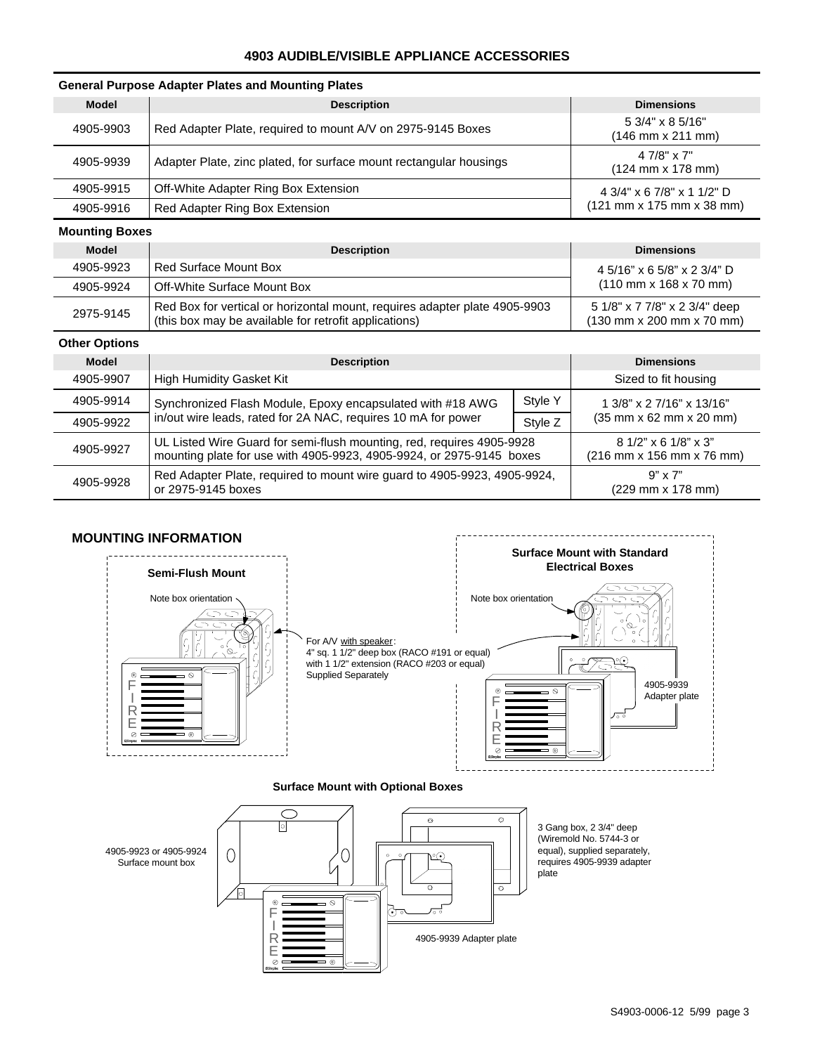## 4903 AUDIBLE/VISIBLE APPLIANCE ACCESSORIES

**General Purpose Adapter Plates and Mounting Plates**

| Model | Description | Dimensions |
|---|---|---|
| 4905-9903 | Red Adapter Plate, required to mount A/V on 2975-9145 Boxes | 5 3/4" x 8 5/16" (146 mm x 211 mm) |
| 4905-9939 | Adapter Plate, zinc plated, for surface mount rectangular housings | 4 7/8" x 7" (124 mm x 178 mm) |
| 4905-9915 | Off-White Adapter Ring Box Extension | 4 3/4" x 6 7/8" x 1 1/2" D (121 mm x 175 mm x 38 mm) |
| 4905-9916 | Red Adapter Ring Box Extension | |

**Mounting Boxes**

| Model | Description | Dimensions |
|---|---|---|
| 4905-9923 | Red Surface Mount Box | 4 5/16" x 6 5/8" x 2 3/4" D (110 mm x 168 x 70 mm) |
| 4905-9924 | Off-White Surface Mount Box | |
| 2975-9145 | Red Box for vertical or horizontal mount, requires adapter plate 4905-9903 (this box may be available for retrofit applications) | 5 1/8" x 7 7/8" x 2 3/4" deep (130 mm x 200 mm x 70 mm) |

**Other Options**

| Model | Description | | Dimensions |
|---|---|---|---|
| 4905-9907 | High Humidity Gasket Kit | | Sized to fit housing |
| 4905-9914 | Synchronized Flash Module, Epoxy encapsulated with #18 AWG in/out wire leads, rated for 2A NAC, requires 10 mA for power | Style Y | 1 3/8" x 2 7/16" x 13/16" (35 mm x 62 mm x 20 mm) |
| 4905-9922 | | Style Z | |
| 4905-9927 | UL Listed Wire Guard for semi-flush mounting, red, requires 4905-9928 mounting plate for use with 4905-9923, 4905-9924, or 2975-9145 boxes | | 8 1/2" x 6 1/8" x 3" (216 mm x 156 mm x 76 mm) |
| 4905-9928 | Red Adapter Plate, required to mount wire guard to 4905-9923, 4905-9924, or 2975-9145 boxes | | 9" x 7" (229 mm x 178 mm) |

### MOUNTING INFORMATION

**Semi-Flush Mount**

Note box orientation

For A/V with speaker:
4" sq. 1 1/2" deep box (RACO #191 or equal) with 1 1/2" extension (RACO #203 or equal)
Supplied Separately

**Surface Mount with Standard Electrical Boxes**

Note box orientation

4905-9939 Adapter plate

**Surface Mount with Optional Boxes**

4905-9923 or 4905-9924 Surface mount box

3 Gang box, 2 3/4" deep (Wiremold No. 5744-3 or equal), supplied separately, requires 4905-9939 adapter plate

4905-9939 Adapter plate

S4903-0006-12 5/99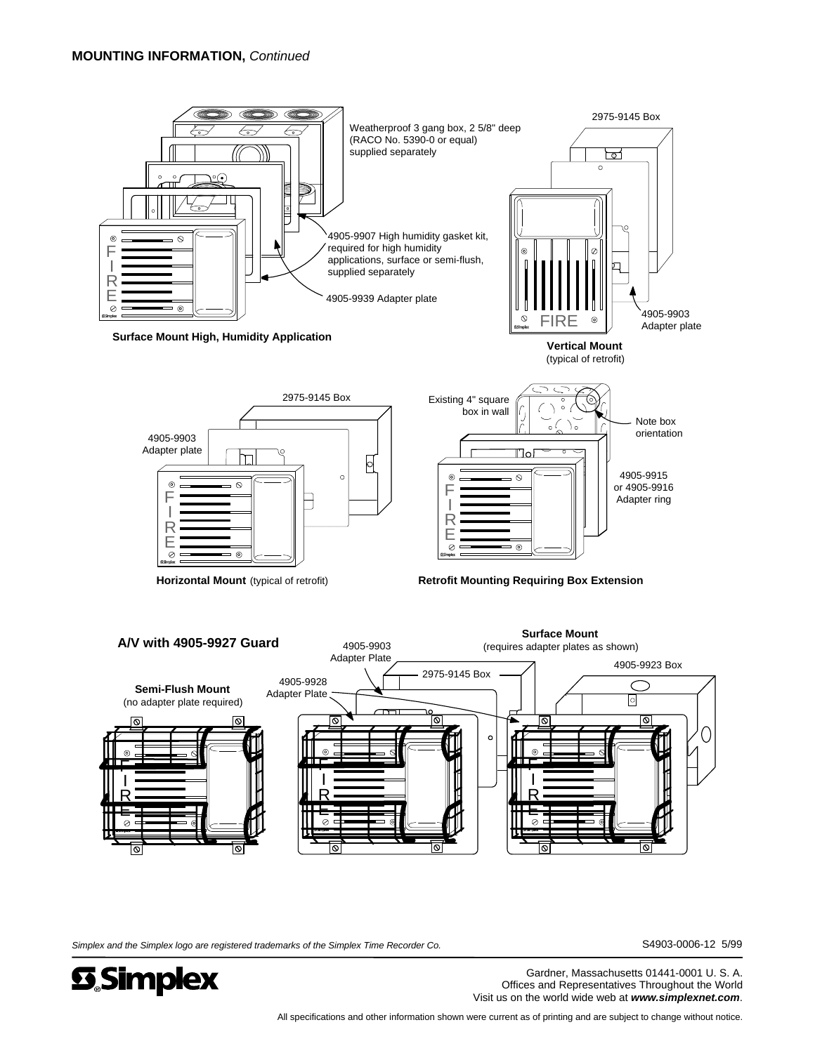## MOUNTING INFORMATION, *Continued*

Weatherproof 3 gang box, 2 5/8" deep (RACO No. 5390-0 or equal) supplied separately

4905-9907 High humidity gasket kit, required for high humidity applications, surface or semi-flush, supplied separately

4905-9939 Adapter plate

**Surface Mount High, Humidity Application**

2975-9145 Box

4905-9903 Adapter plate

**Vertical Mount** (typical of retrofit)

2975-9145 Box

4905-9903 Adapter plate

**Horizontal Mount** (typical of retrofit)

Existing 4" square box in wall

Note box orientation

4905-9915 or 4905-9916 Adapter ring

**Retrofit Mounting Requiring Box Extension**

**A/V with 4905-9927 Guard**

**Semi-Flush Mount** (no adapter plate required)

**Surface Mount** (requires adapter plates as shown)

4905-9903 Adapter Plate

4905-9928 Adapter Plate

2975-9145 Box

4905-9923 Box

*Simplex and the Simplex logo are registered trademarks of the Simplex Time Recorder Co.*

S4903-0006-12 5/99

**Simplex**

Gardner, Massachusetts 01441-0001 U. S. A.
Offices and Representatives Throughout the World
Visit us on the world wide web at ***www.simplexnet.com***.

All specifications and other information shown were current as of printing and are subject to change without notice.